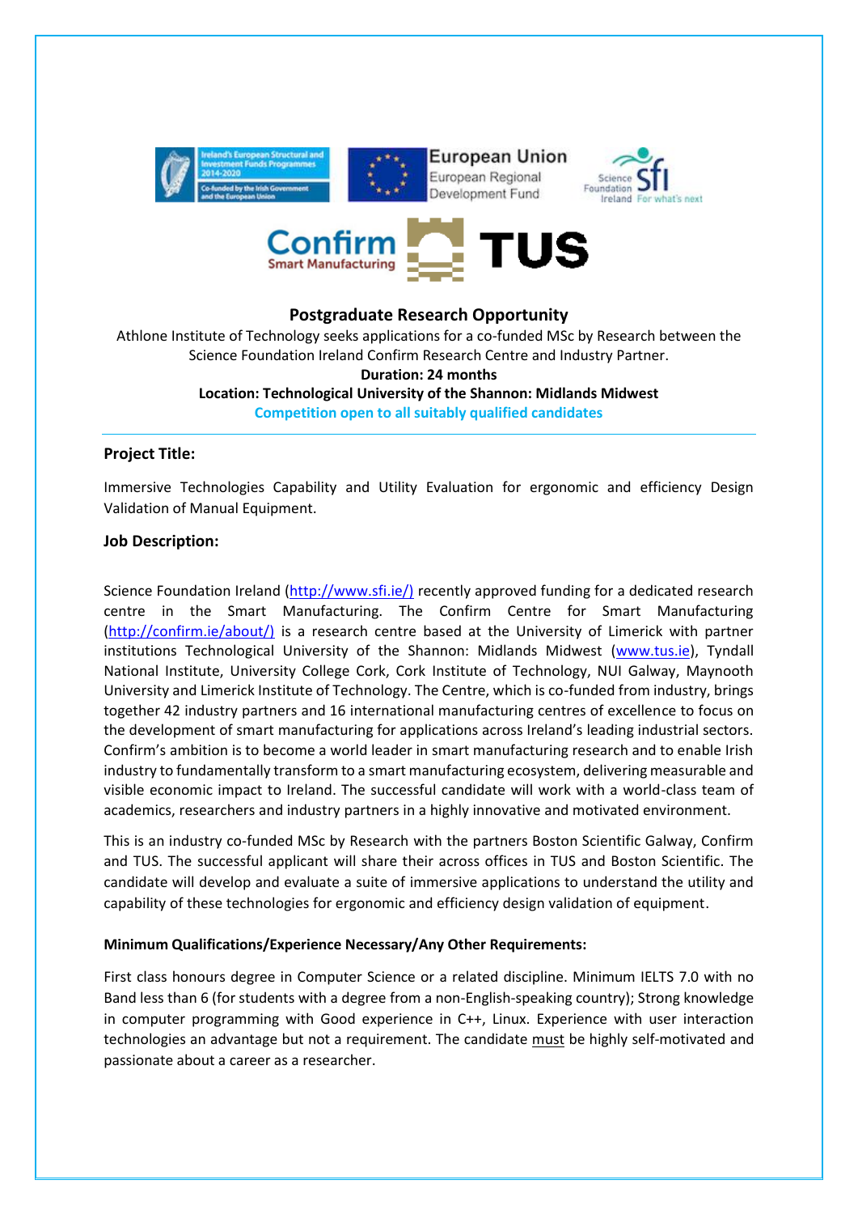## Postgraduate Research Opportunity

Athlone Institute of Technology seeks applications for a co-funded MSc by Research between the Science Foundation Ireland Confirm Research Centre and Industry Partner.

**Duration: 24 months**

**Location: Technological University of the Shannon: Midlands Midwest**

**Competition open to all suitably qualified candidates**

---

### Project Title:

Immersive Technologies Capability and Utility Evaluation for ergonomic and efficiency Design Validation of Manual Equipment.

### Job Description:

Science Foundation Ireland (http://www.sfi.ie/) recently approved funding for a dedicated research centre in the Smart Manufacturing. The Confirm Centre for Smart Manufacturing (http://confirm.ie/about/) is a research centre based at the University of Limerick with partner institutions Technological University of the Shannon: Midlands Midwest (www.tus.ie), Tyndall National Institute, University College Cork, Cork Institute of Technology, NUI Galway, Maynooth University and Limerick Institute of Technology. The Centre, which is co-funded from industry, brings together 42 industry partners and 16 international manufacturing centres of excellence to focus on the development of smart manufacturing for applications across Ireland's leading industrial sectors. Confirm's ambition is to become a world leader in smart manufacturing research and to enable Irish industry to fundamentally transform to a smart manufacturing ecosystem, delivering measurable and visible economic impact to Ireland. The successful candidate will work with a world-class team of academics, researchers and industry partners in a highly innovative and motivated environment.

This is an industry co-funded MSc by Research with the partners Boston Scientific Galway, Confirm and TUS. The successful applicant will share their across offices in TUS and Boston Scientific. The candidate will develop and evaluate a suite of immersive applications to understand the utility and capability of these technologies for ergonomic and efficiency design validation of equipment.

#### Minimum Qualifications/Experience Necessary/Any Other Requirements:

First class honours degree in Computer Science or a related discipline. Minimum IELTS 7.0 with no Band less than 6 (for students with a degree from a non-English-speaking country); Strong knowledge in computer programming with Good experience in C++, Linux. Experience with user interaction technologies an advantage but not a requirement. The candidate must be highly self-motivated and passionate about a career as a researcher.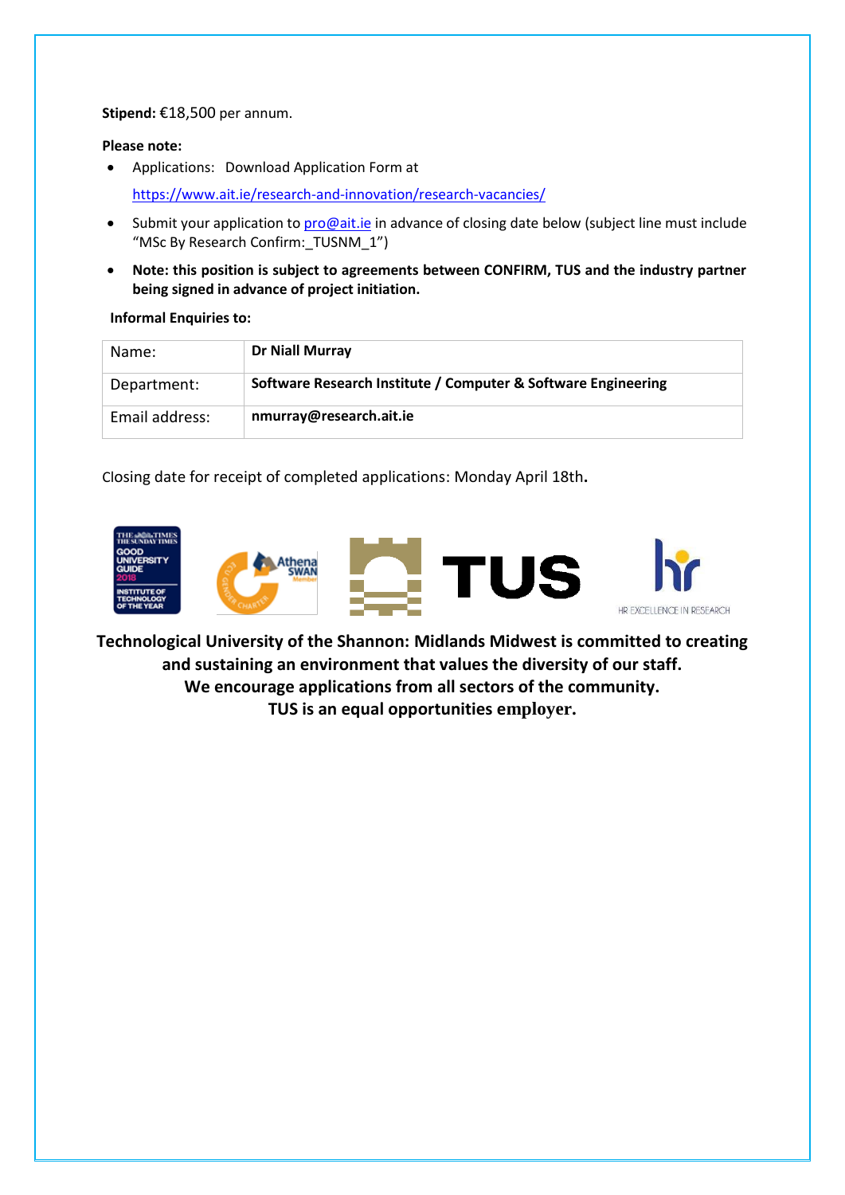**Stipend:** €18,500 per annum.

**Please note:**

- Applications: Download Application Form at https://www.ait.ie/research-and-innovation/research-vacancies/
- Submit your application to pro@ait.ie in advance of closing date below (subject line must include "MSc By Research Confirm:_TUSNM_1")
- **Note: this position is subject to agreements between CONFIRM, TUS and the industry partner being signed in advance of project initiation.**

**Informal Enquiries to:**

| | |
|---|---|
| Name: | **Dr Niall Murray** |
| Department: | **Software Research Institute / Computer & Software Engineering** |
| Email address: | **nmurray@research.ait.ie** |

Closing date for receipt of completed applications: Monday April 18th**.**

**Technological University of the Shannon: Midlands Midwest is committed to creating and sustaining an environment that values the diversity of our staff.**
**We encourage applications from all sectors of the community.**
**TUS is an equal opportunities employer.**